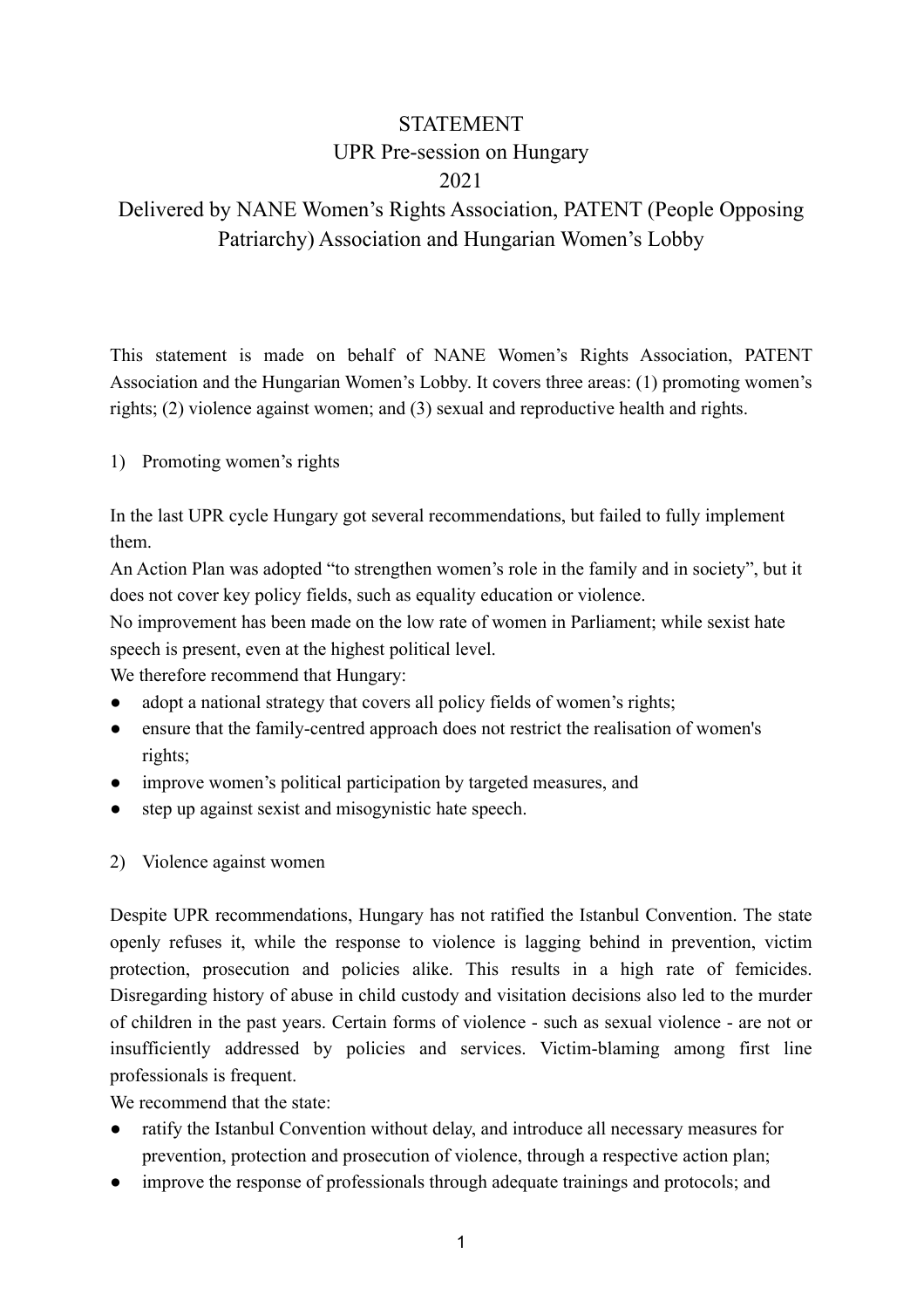# STATEMENT
## UPR Pre-session on Hungary
## 2021
## Delivered by NANE Women's Rights Association, PATENT (People Opposing Patriarchy) Association and Hungarian Women's Lobby

This statement is made on behalf of NANE Women's Rights Association, PATENT Association and the Hungarian Women's Lobby. It covers three areas: (1) promoting women's rights; (2) violence against women; and (3) sexual and reproductive health and rights.

1) Promoting women's rights

In the last UPR cycle Hungary got several recommendations, but failed to fully implement them.
An Action Plan was adopted "to strengthen women's role in the family and in society", but it does not cover key policy fields, such as equality education or violence.
No improvement has been made on the low rate of women in Parliament; while sexist hate speech is present, even at the highest political level.
We therefore recommend that Hungary:

- adopt a national strategy that covers all policy fields of women's rights;
- ensure that the family-centred approach does not restrict the realisation of women's rights;
- improve women's political participation by targeted measures, and
- step up against sexist and misogynistic hate speech.

2) Violence against women

Despite UPR recommendations, Hungary has not ratified the Istanbul Convention. The state openly refuses it, while the response to violence is lagging behind in prevention, victim protection, prosecution and policies alike. This results in a high rate of femicides. Disregarding history of abuse in child custody and visitation decisions also led to the murder of children in the past years. Certain forms of violence - such as sexual violence - are not or insufficiently addressed by policies and services. Victim-blaming among first line professionals is frequent.
We recommend that the state:

- ratify the Istanbul Convention without delay, and introduce all necessary measures for prevention, protection and prosecution of violence, through a respective action plan;
- improve the response of professionals through adequate trainings and protocols; and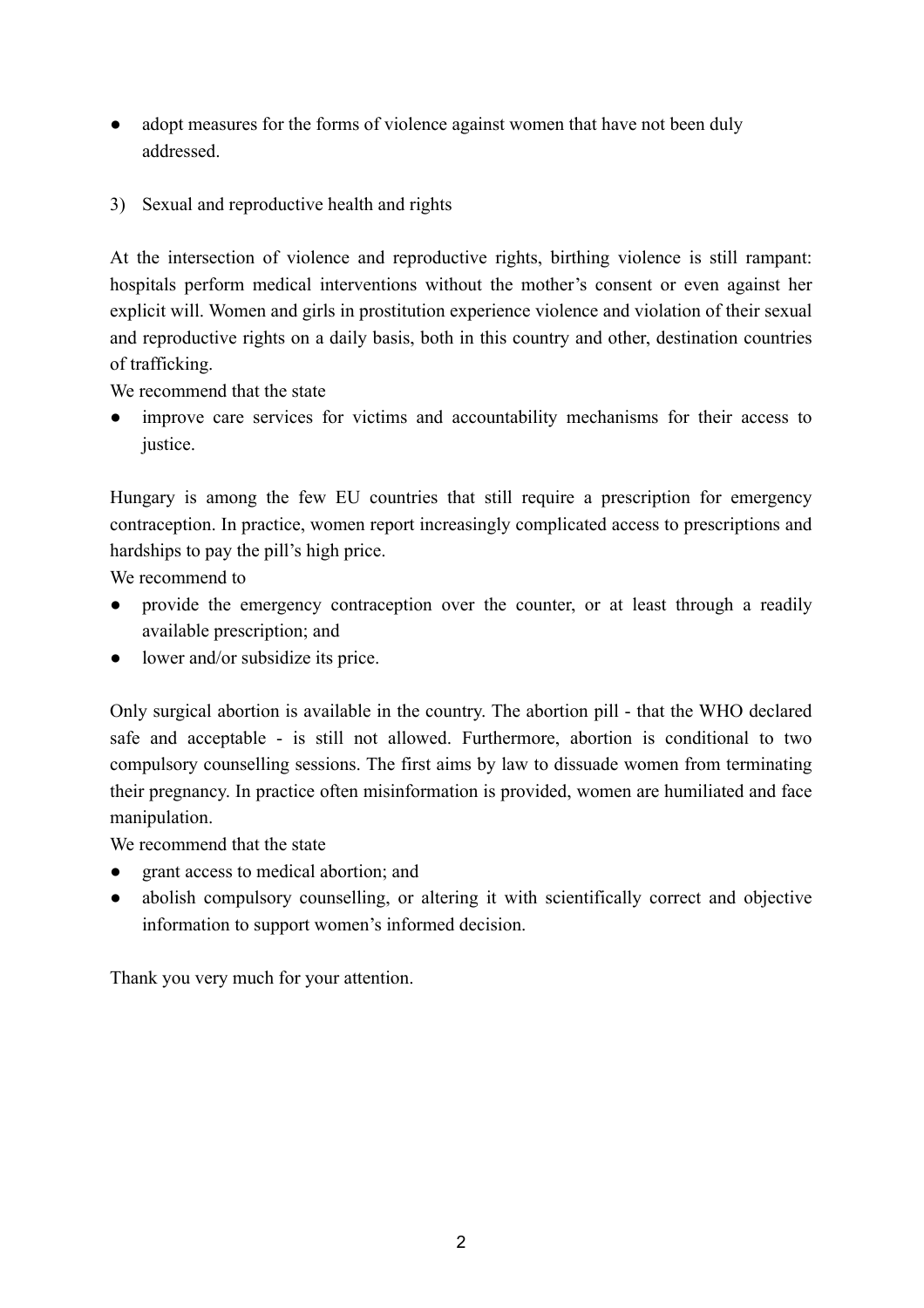- adopt measures for the forms of violence against women that have not been duly addressed.

3) Sexual and reproductive health and rights

At the intersection of violence and reproductive rights, birthing violence is still rampant: hospitals perform medical interventions without the mother's consent or even against her explicit will. Women and girls in prostitution experience violence and violation of their sexual and reproductive rights on a daily basis, both in this country and other, destination countries of trafficking.

We recommend that the state

- improve care services for victims and accountability mechanisms for their access to justice.

Hungary is among the few EU countries that still require a prescription for emergency contraception. In practice, women report increasingly complicated access to prescriptions and hardships to pay the pill's high price.

We recommend to

- provide the emergency contraception over the counter, or at least through a readily available prescription; and
- lower and/or subsidize its price.

Only surgical abortion is available in the country. The abortion pill - that the WHO declared safe and acceptable - is still not allowed. Furthermore, abortion is conditional to two compulsory counselling sessions. The first aims by law to dissuade women from terminating their pregnancy. In practice often misinformation is provided, women are humiliated and face manipulation.

We recommend that the state

- grant access to medical abortion; and
- abolish compulsory counselling, or altering it with scientifically correct and objective information to support women's informed decision.

Thank you very much for your attention.